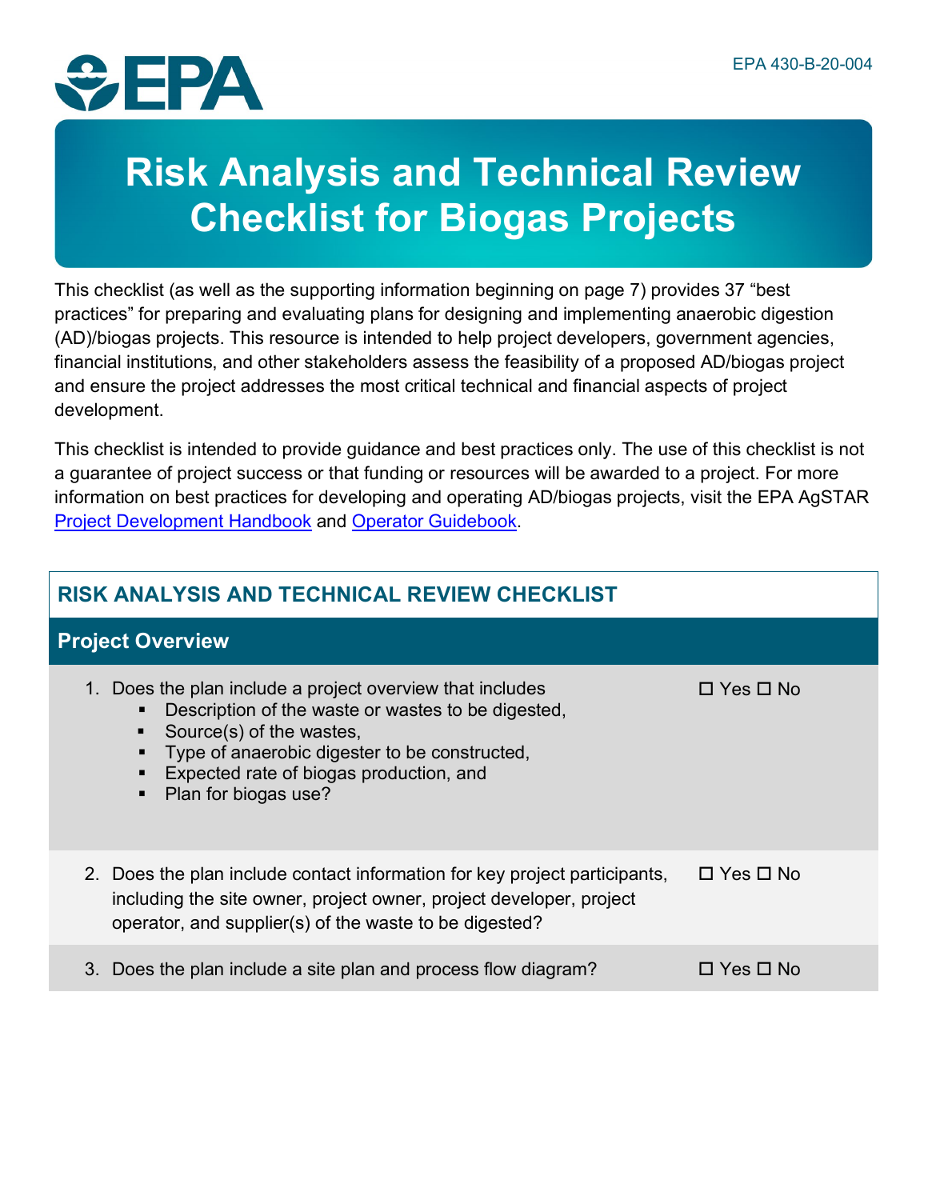EPA 430-B-20-004

# Risk Analysis and Technical Review Checklist for Biogas Projects

This checklist (as well as the supporting information beginning on page 7) provides 37 "best practices" for preparing and evaluating plans for designing and implementing anaerobic digestion (AD)/biogas projects. This resource is intended to help project developers, government agencies, financial institutions, and other stakeholders assess the feasibility of a proposed AD/biogas project and ensure the project addresses the most critical technical and financial aspects of project development.

This checklist is intended to provide guidance and best practices only. The use of this checklist is not a guarantee of project success or that funding or resources will be awarded to a project. For more information on best practices for developing and operating AD/biogas projects, visit the EPA AgSTAR Project Development Handbook and Operator Guidebook.

## RISK ANALYSIS AND TECHNICAL REVIEW CHECKLIST

### Project Overview

1. Does the plan include a project overview that includes ☐ Yes ☐ No
   - Description of the waste or wastes to be digested,
   - Source(s) of the wastes,
   - Type of anaerobic digester to be constructed,
   - Expected rate of biogas production, and
   - Plan for biogas use?

2. Does the plan include contact information for key project participants, including the site owner, project owner, project developer, project operator, and supplier(s) of the waste to be digested? ☐ Yes ☐ No

3. Does the plan include a site plan and process flow diagram? ☐ Yes ☐ No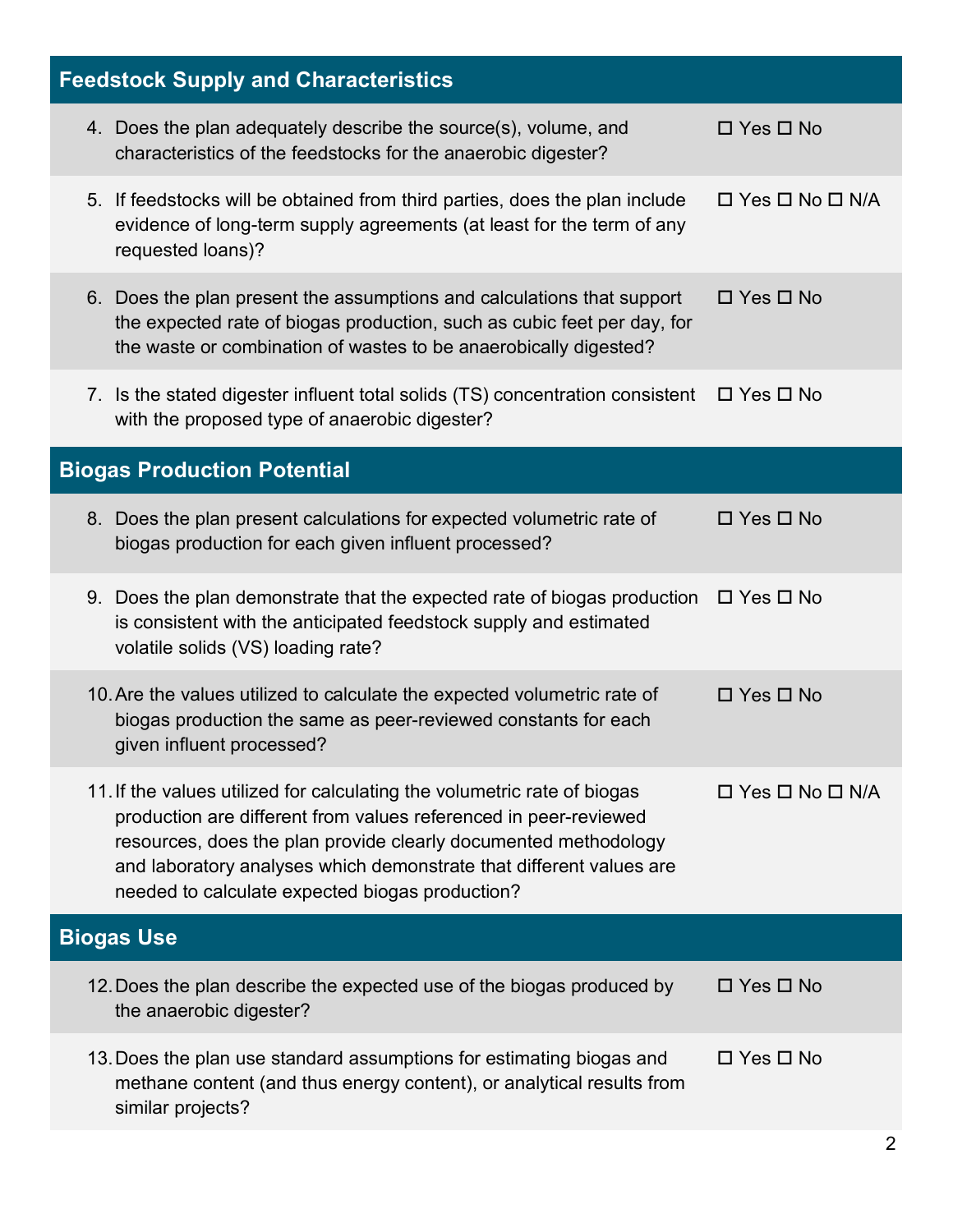## Feedstock Supply and Characteristics

| Question | Response |
|---|---|
| 4. Does the plan adequately describe the source(s), volume, and characteristics of the feedstocks for the anaerobic digester? | ☐ Yes ☐ No |
| 5. If feedstocks will be obtained from third parties, does the plan include evidence of long-term supply agreements (at least for the term of any requested loans)? | ☐ Yes ☐ No ☐ N/A |
| 6. Does the plan present the assumptions and calculations that support the expected rate of biogas production, such as cubic feet per day, for the waste or combination of wastes to be anaerobically digested? | ☐ Yes ☐ No |
| 7. Is the stated digester influent total solids (TS) concentration consistent with the proposed type of anaerobic digester? | ☐ Yes ☐ No |

## Biogas Production Potential

| Question | Response |
|---|---|
| 8. Does the plan present calculations for expected volumetric rate of biogas production for each given influent processed? | ☐ Yes ☐ No |
| 9. Does the plan demonstrate that the expected rate of biogas production is consistent with the anticipated feedstock supply and estimated volatile solids (VS) loading rate? | ☐ Yes ☐ No |
| 10. Are the values utilized to calculate the expected volumetric rate of biogas production the same as peer-reviewed constants for each given influent processed? | ☐ Yes ☐ No |
| 11. If the values utilized for calculating the volumetric rate of biogas production are different from values referenced in peer-reviewed resources, does the plan provide clearly documented methodology and laboratory analyses which demonstrate that different values are needed to calculate expected biogas production? | ☐ Yes ☐ No ☐ N/A |

## Biogas Use

| Question | Response |
|---|---|
| 12. Does the plan describe the expected use of the biogas produced by the anaerobic digester? | ☐ Yes ☐ No |
| 13. Does the plan use standard assumptions for estimating biogas and methane content (and thus energy content), or analytical results from similar projects? | ☐ Yes ☐ No |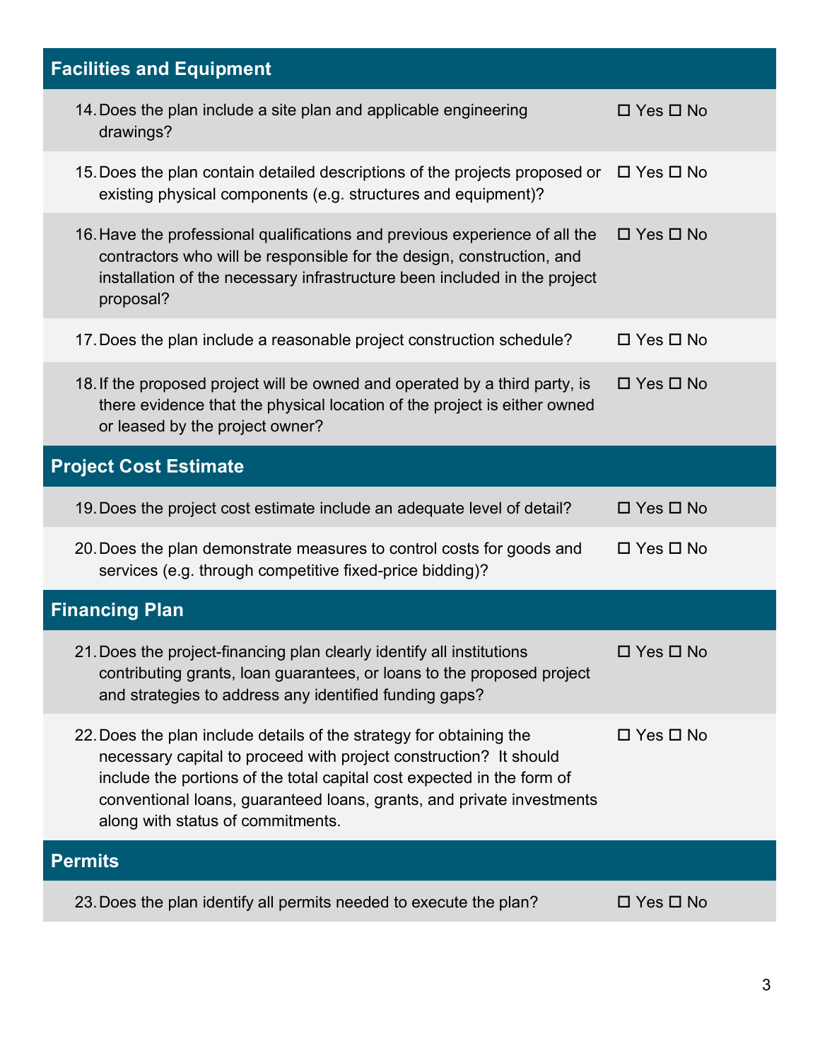## Facilities and Equipment

14. Does the plan include a site plan and applicable engineering drawings? ☐ Yes ☐ No

15. Does the plan contain detailed descriptions of the projects proposed or existing physical components (e.g. structures and equipment)? ☐ Yes ☐ No

16. Have the professional qualifications and previous experience of all the contractors who will be responsible for the design, construction, and installation of the necessary infrastructure been included in the project proposal? ☐ Yes ☐ No

17. Does the plan include a reasonable project construction schedule? ☐ Yes ☐ No

18. If the proposed project will be owned and operated by a third party, is there evidence that the physical location of the project is either owned or leased by the project owner? ☐ Yes ☐ No

## Project Cost Estimate

19. Does the project cost estimate include an adequate level of detail? ☐ Yes ☐ No

20. Does the plan demonstrate measures to control costs for goods and services (e.g. through competitive fixed-price bidding)? ☐ Yes ☐ No

## Financing Plan

21. Does the project-financing plan clearly identify all institutions contributing grants, loan guarantees, or loans to the proposed project and strategies to address any identified funding gaps? ☐ Yes ☐ No

22. Does the plan include details of the strategy for obtaining the necessary capital to proceed with project construction? It should include the portions of the total capital cost expected in the form of conventional loans, guaranteed loans, grants, and private investments along with status of commitments. ☐ Yes ☐ No

## Permits

23. Does the plan identify all permits needed to execute the plan? ☐ Yes ☐ No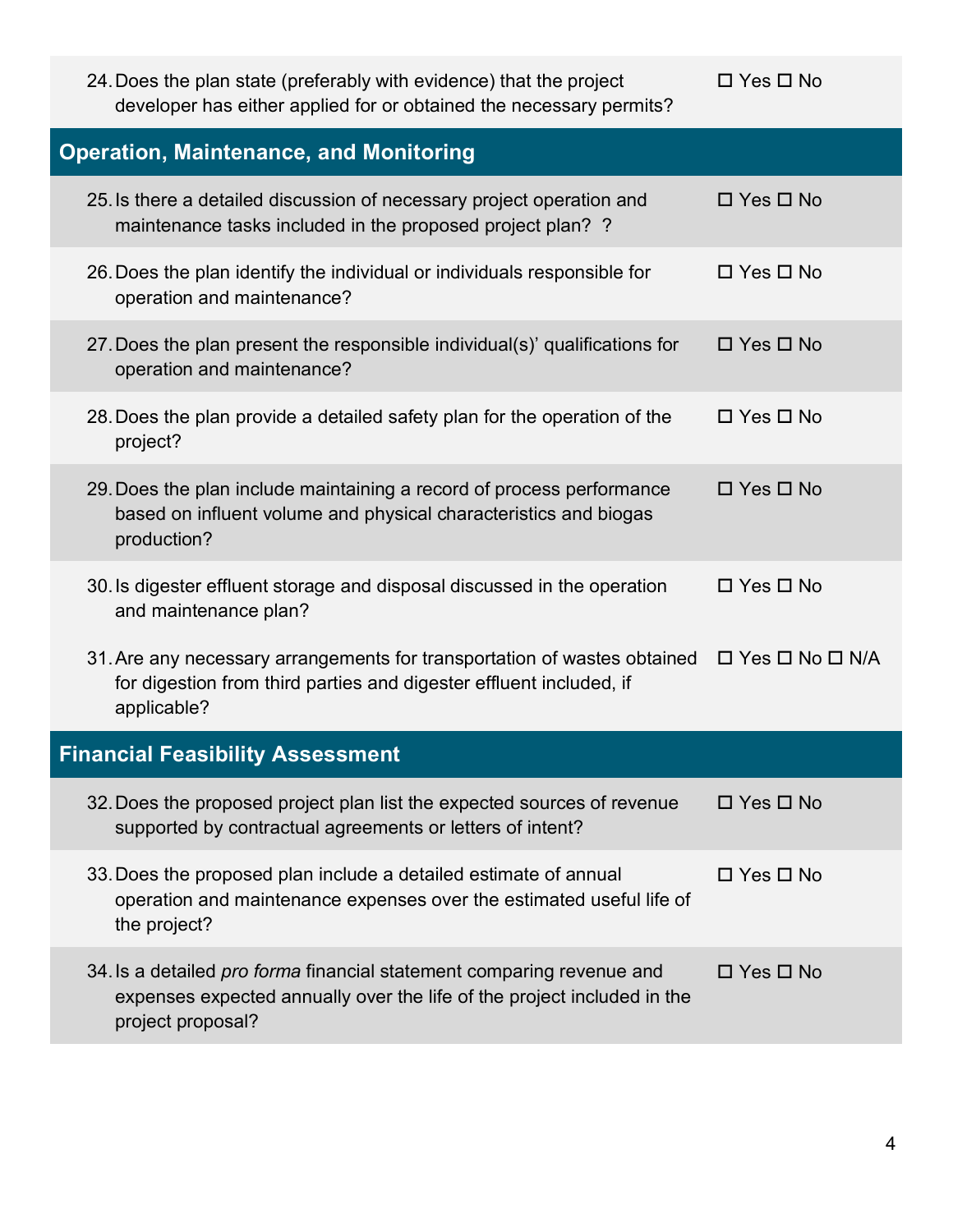| | |
|---|---|
| 24. Does the plan state (preferably with evidence) that the project developer has either applied for or obtained the necessary permits? | ☐ Yes ☐ No |

## Operation, Maintenance, and Monitoring

| | |
|---|---|
| 25. Is there a detailed discussion of necessary project operation and maintenance tasks included in the proposed project plan?  ? | ☐ Yes ☐ No |
| 26. Does the plan identify the individual or individuals responsible for operation and maintenance? | ☐ Yes ☐ No |
| 27. Does the plan present the responsible individual(s)' qualifications for operation and maintenance? | ☐ Yes ☐ No |
| 28. Does the plan provide a detailed safety plan for the operation of the project? | ☐ Yes ☐ No |
| 29. Does the plan include maintaining a record of process performance based on influent volume and physical characteristics and biogas production? | ☐ Yes ☐ No |
| 30. Is digester effluent storage and disposal discussed in the operation and maintenance plan? | ☐ Yes ☐ No |
| 31. Are any necessary arrangements for transportation of wastes obtained for digestion from third parties and digester effluent included, if applicable? | ☐ Yes ☐ No ☐ N/A |

## Financial Feasibility Assessment

| | |
|---|---|
| 32. Does the proposed project plan list the expected sources of revenue supported by contractual agreements or letters of intent? | ☐ Yes ☐ No |
| 33. Does the proposed plan include a detailed estimate of annual operation and maintenance expenses over the estimated useful life of the project? | ☐ Yes ☐ No |
| 34. Is a detailed *pro forma* financial statement comparing revenue and expenses expected annually over the life of the project included in the project proposal? | ☐ Yes ☐ No |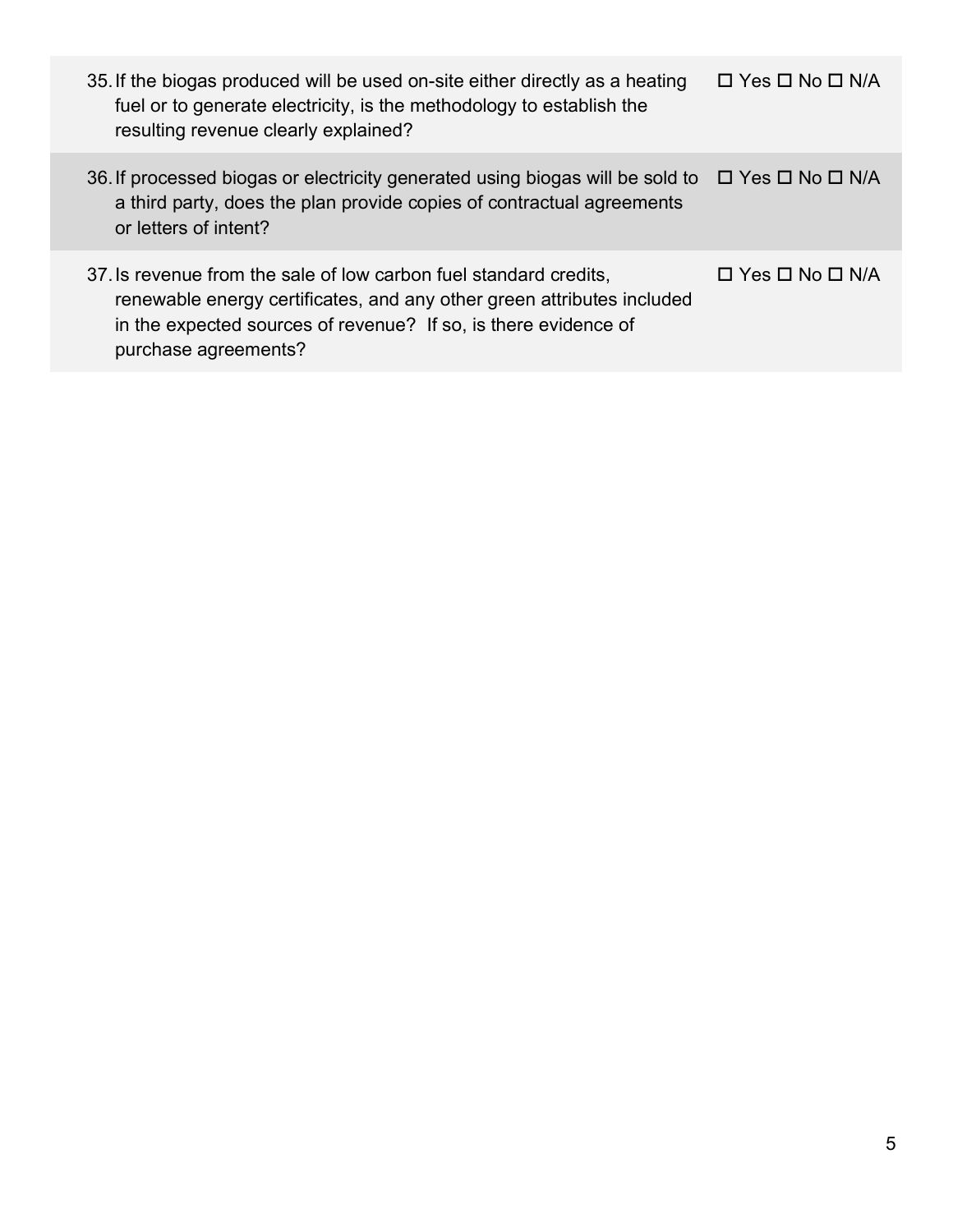| | |
|---|---|
| 35. If the biogas produced will be used on-site either directly as a heating fuel or to generate electricity, is the methodology to establish the resulting revenue clearly explained? | ☐ Yes ☐ No ☐ N/A |
| 36. If processed biogas or electricity generated using biogas will be sold to a third party, does the plan provide copies of contractual agreements or letters of intent? | ☐ Yes ☐ No ☐ N/A |
| 37. Is revenue from the sale of low carbon fuel standard credits, renewable energy certificates, and any other green attributes included in the expected sources of revenue? If so, is there evidence of purchase agreements? | ☐ Yes ☐ No ☐ N/A |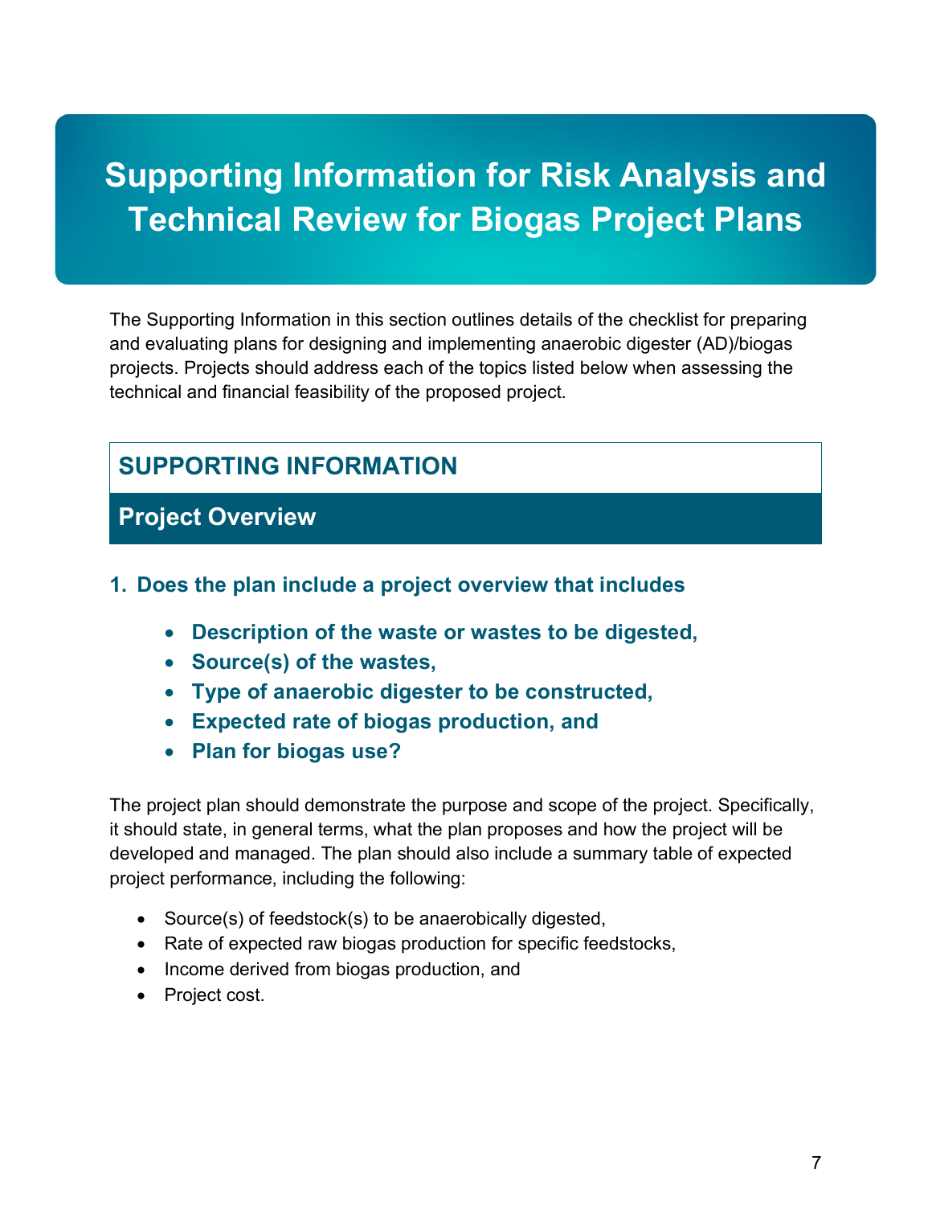# Supporting Information for Risk Analysis and Technical Review for Biogas Project Plans

The Supporting Information in this section outlines details of the checklist for preparing and evaluating plans for designing and implementing anaerobic digester (AD)/biogas projects. Projects should address each of the topics listed below when assessing the technical and financial feasibility of the proposed project.

## SUPPORTING INFORMATION

## Project Overview

### 1. Does the plan include a project overview that includes

- **Description of the waste or wastes to be digested,**
- **Source(s) of the wastes,**
- **Type of anaerobic digester to be constructed,**
- **Expected rate of biogas production, and**
- **Plan for biogas use?**

The project plan should demonstrate the purpose and scope of the project. Specifically, it should state, in general terms, what the plan proposes and how the project will be developed and managed. The plan should also include a summary table of expected project performance, including the following:

- Source(s) of feedstock(s) to be anaerobically digested,
- Rate of expected raw biogas production for specific feedstocks,
- Income derived from biogas production, and
- Project cost.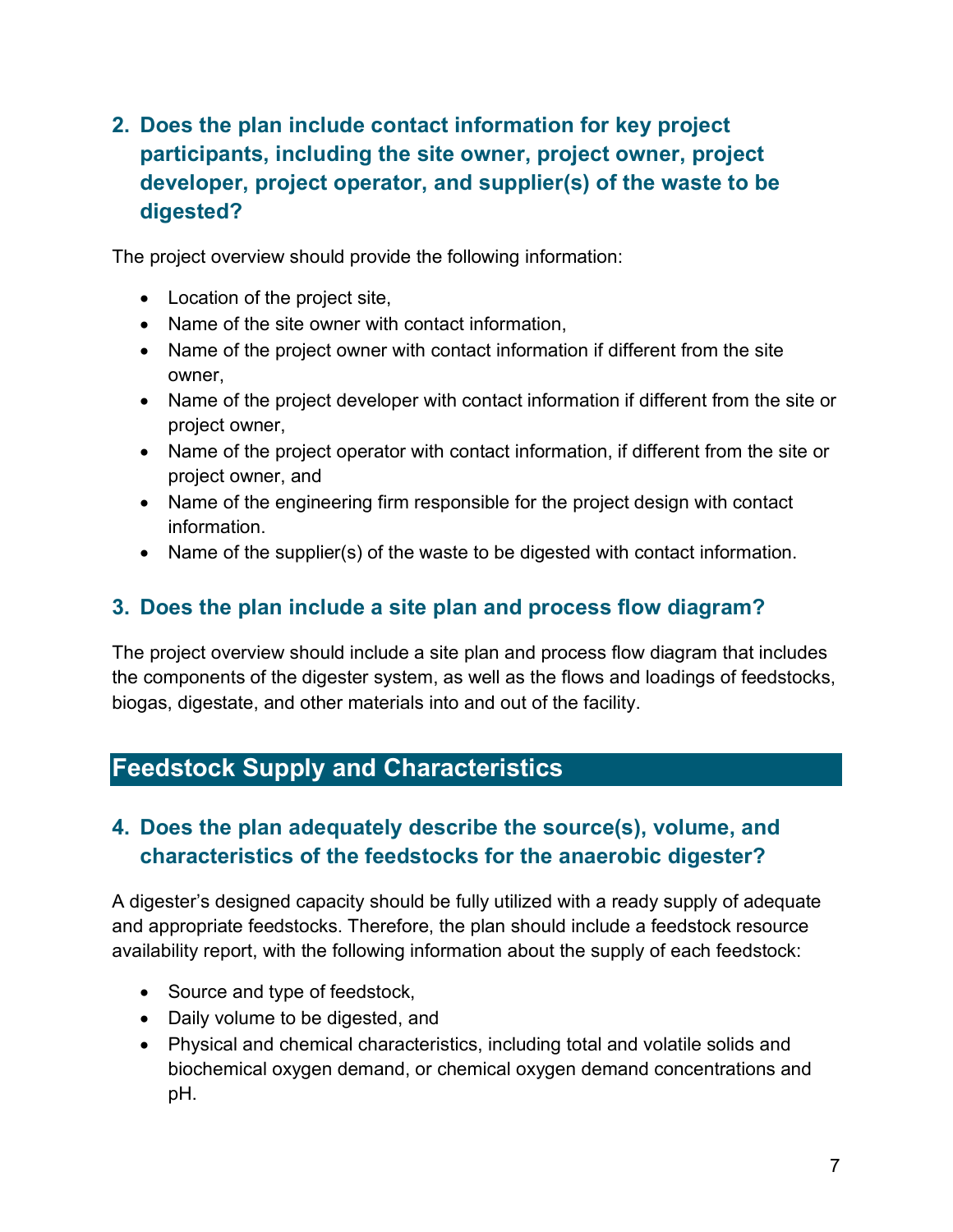### 2. Does the plan include contact information for key project participants, including the site owner, project owner, project developer, project operator, and supplier(s) of the waste to be digested?

The project overview should provide the following information:

- Location of the project site,
- Name of the site owner with contact information,
- Name of the project owner with contact information if different from the site owner,
- Name of the project developer with contact information if different from the site or project owner,
- Name of the project operator with contact information, if different from the site or project owner, and
- Name of the engineering firm responsible for the project design with contact information.
- Name of the supplier(s) of the waste to be digested with contact information.

### 3. Does the plan include a site plan and process flow diagram?

The project overview should include a site plan and process flow diagram that includes the components of the digester system, as well as the flows and loadings of feedstocks, biogas, digestate, and other materials into and out of the facility.

## Feedstock Supply and Characteristics

### 4. Does the plan adequately describe the source(s), volume, and characteristics of the feedstocks for the anaerobic digester?

A digester's designed capacity should be fully utilized with a ready supply of adequate and appropriate feedstocks. Therefore, the plan should include a feedstock resource availability report, with the following information about the supply of each feedstock:

- Source and type of feedstock,
- Daily volume to be digested, and
- Physical and chemical characteristics, including total and volatile solids and biochemical oxygen demand, or chemical oxygen demand concentrations and pH.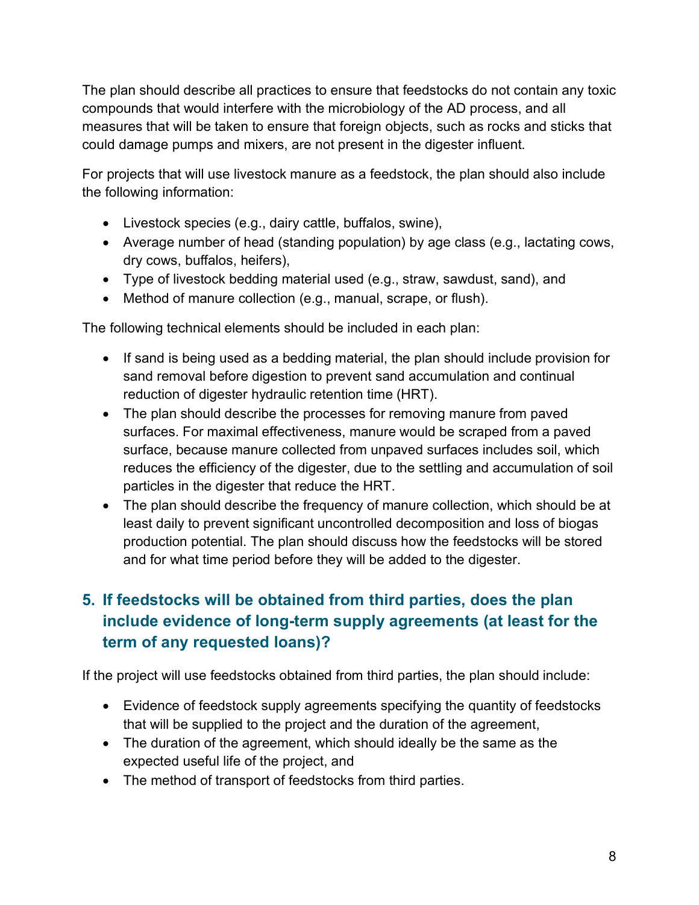The plan should describe all practices to ensure that feedstocks do not contain any toxic compounds that would interfere with the microbiology of the AD process, and all measures that will be taken to ensure that foreign objects, such as rocks and sticks that could damage pumps and mixers, are not present in the digester influent.

For projects that will use livestock manure as a feedstock, the plan should also include the following information:

- Livestock species (e.g., dairy cattle, buffalos, swine),
- Average number of head (standing population) by age class (e.g., lactating cows, dry cows, buffalos, heifers),
- Type of livestock bedding material used (e.g., straw, sawdust, sand), and
- Method of manure collection (e.g., manual, scrape, or flush).

The following technical elements should be included in each plan:

- If sand is being used as a bedding material, the plan should include provision for sand removal before digestion to prevent sand accumulation and continual reduction of digester hydraulic retention time (HRT).
- The plan should describe the processes for removing manure from paved surfaces. For maximal effectiveness, manure would be scraped from a paved surface, because manure collected from unpaved surfaces includes soil, which reduces the efficiency of the digester, due to the settling and accumulation of soil particles in the digester that reduce the HRT.
- The plan should describe the frequency of manure collection, which should be at least daily to prevent significant uncontrolled decomposition and loss of biogas production potential. The plan should discuss how the feedstocks will be stored and for what time period before they will be added to the digester.

## 5. If feedstocks will be obtained from third parties, does the plan include evidence of long-term supply agreements (at least for the term of any requested loans)?

If the project will use feedstocks obtained from third parties, the plan should include:

- Evidence of feedstock supply agreements specifying the quantity of feedstocks that will be supplied to the project and the duration of the agreement,
- The duration of the agreement, which should ideally be the same as the expected useful life of the project, and
- The method of transport of feedstocks from third parties.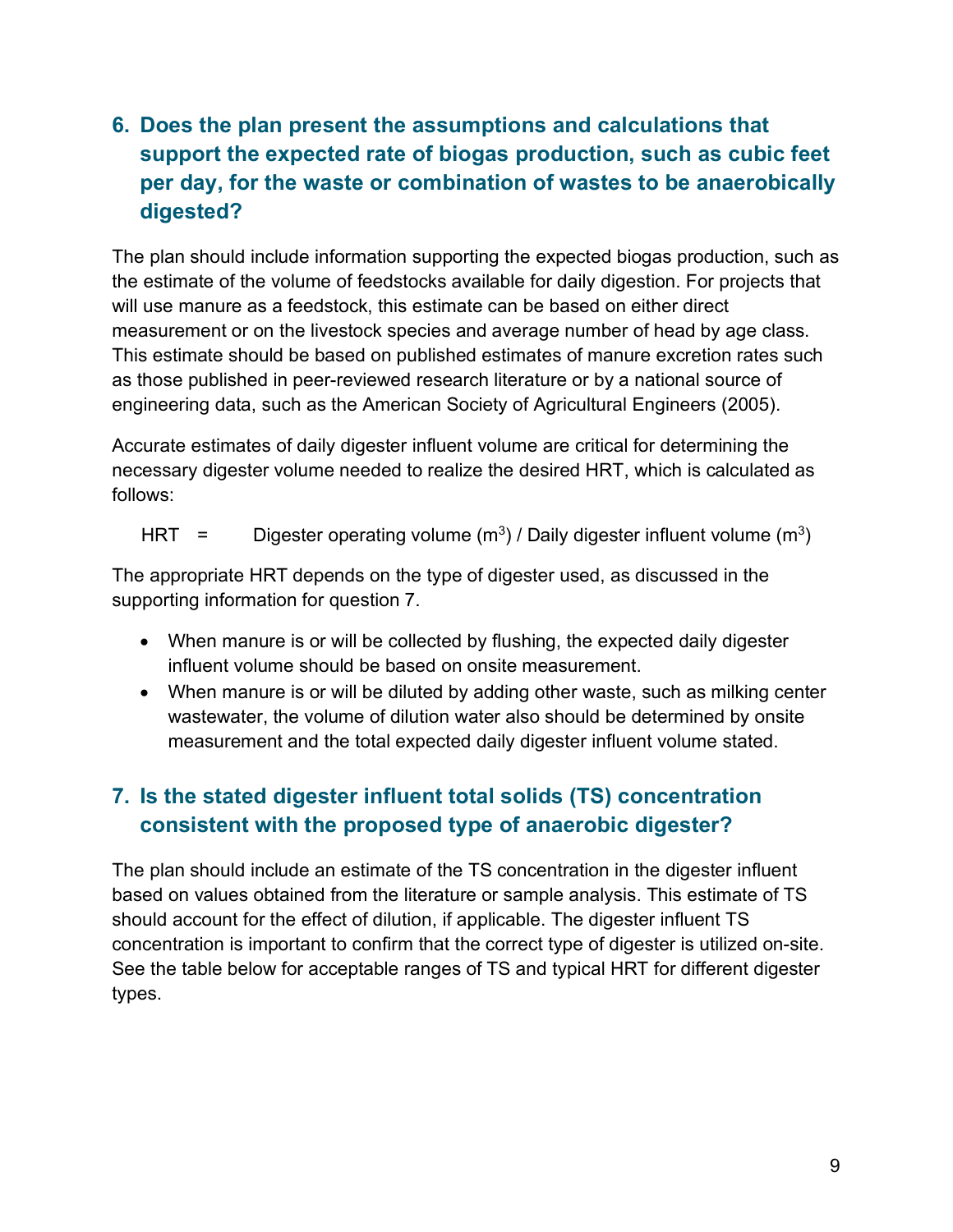## 6. Does the plan present the assumptions and calculations that support the expected rate of biogas production, such as cubic feet per day, for the waste or combination of wastes to be anaerobically digested?

The plan should include information supporting the expected biogas production, such as the estimate of the volume of feedstocks available for daily digestion. For projects that will use manure as a feedstock, this estimate can be based on either direct measurement or on the livestock species and average number of head by age class. This estimate should be based on published estimates of manure excretion rates such as those published in peer-reviewed research literature or by a national source of engineering data, such as the American Society of Agricultural Engineers (2005).

Accurate estimates of daily digester influent volume are critical for determining the necessary digester volume needed to realize the desired HRT, which is calculated as follows:

$$\text{HRT} = \text{Digester operating volume (m}^3\text{)} / \text{Daily digester influent volume (m}^3\text{)}$$

The appropriate HRT depends on the type of digester used, as discussed in the supporting information for question 7.

- When manure is or will be collected by flushing, the expected daily digester influent volume should be based on onsite measurement.
- When manure is or will be diluted by adding other waste, such as milking center wastewater, the volume of dilution water also should be determined by onsite measurement and the total expected daily digester influent volume stated.

## 7. Is the stated digester influent total solids (TS) concentration consistent with the proposed type of anaerobic digester?

The plan should include an estimate of the TS concentration in the digester influent based on values obtained from the literature or sample analysis. This estimate of TS should account for the effect of dilution, if applicable. The digester influent TS concentration is important to confirm that the correct type of digester is utilized on-site. See the table below for acceptable ranges of TS and typical HRT for different digester types.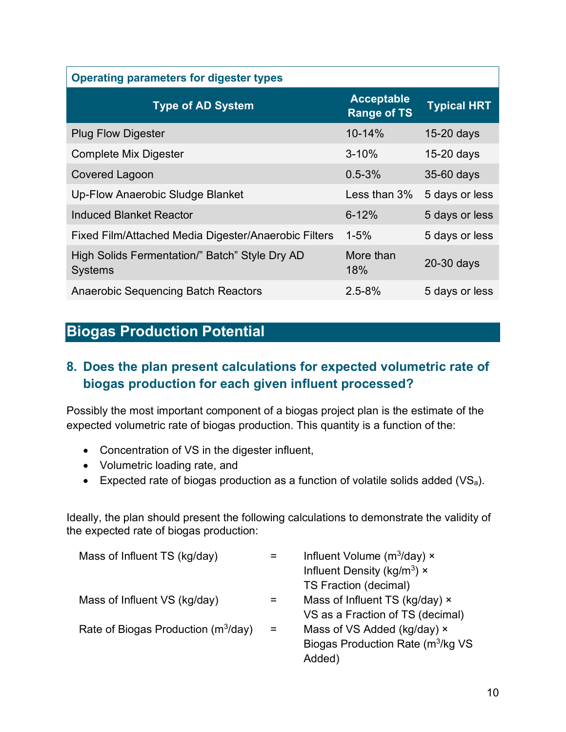**Operating parameters for digester types**

| Type of AD System | Acceptable Range of TS | Typical HRT |
|---|---|---|
| Plug Flow Digester | 10-14% | 15-20 days |
| Complete Mix Digester | 3-10% | 15-20 days |
| Covered Lagoon | 0.5-3% | 35-60 days |
| Up-Flow Anaerobic Sludge Blanket | Less than 3% | 5 days or less |
| Induced Blanket Reactor | 6-12% | 5 days or less |
| Fixed Film/Attached Media Digester/Anaerobic Filters | 1-5% | 5 days or less |
| High Solids Fermentation/" Batch" Style Dry AD Systems | More than 18% | 20-30 days |
| Anaerobic Sequencing Batch Reactors | 2.5-8% | 5 days or less |

## Biogas Production Potential

### 8. Does the plan present calculations for expected volumetric rate of biogas production for each given influent processed?

Possibly the most important component of a biogas project plan is the estimate of the expected volumetric rate of biogas production. This quantity is a function of the:

- Concentration of VS in the digester influent,
- Volumetric loading rate, and
- Expected rate of biogas production as a function of volatile solids added ($VS_a$).

Ideally, the plan should present the following calculations to demonstrate the validity of the expected rate of biogas production:

| | | |
|---|---|---|
| Mass of Influent TS (kg/day) | = | Influent Volume ($m^3$/day) × Influent Density (kg/$m^3$) × TS Fraction (decimal) |
| Mass of Influent VS (kg/day) | = | Mass of Influent TS (kg/day) × VS as a Fraction of TS (decimal) |
| Rate of Biogas Production ($m^3$/day) | = | Mass of VS Added (kg/day) × Biogas Production Rate ($m^3$/kg VS Added) |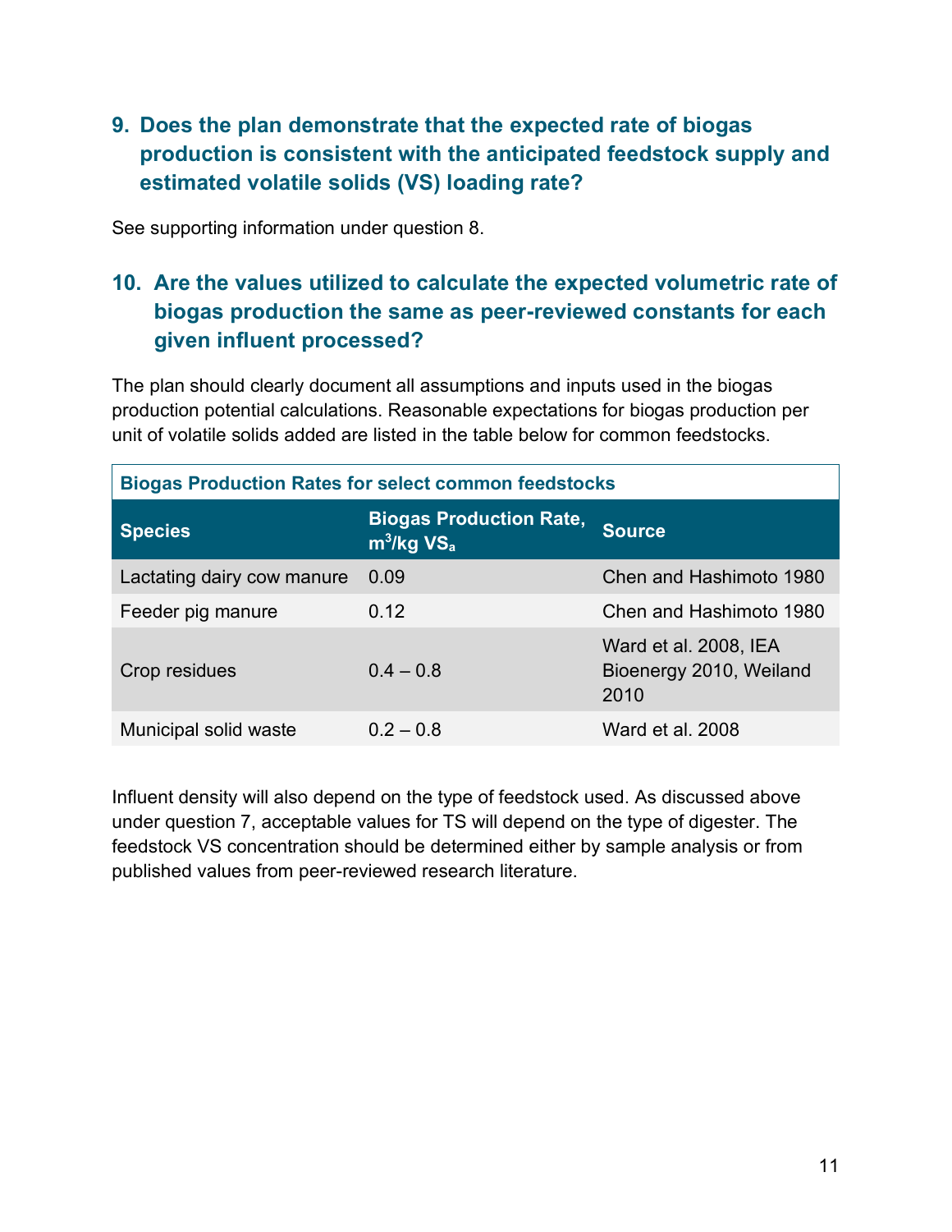## 9. Does the plan demonstrate that the expected rate of biogas production is consistent with the anticipated feedstock supply and estimated volatile solids (VS) loading rate?

See supporting information under question 8.

## 10. Are the values utilized to calculate the expected volumetric rate of biogas production the same as peer-reviewed constants for each given influent processed?

The plan should clearly document all assumptions and inputs used in the biogas production potential calculations. Reasonable expectations for biogas production per unit of volatile solids added are listed in the table below for common feedstocks.

**Biogas Production Rates for select common feedstocks**

| Species | Biogas Production Rate, $m^3/kg\ VS_a$ | Source |
|---|---|---|
| Lactating dairy cow manure | 0.09 | Chen and Hashimoto 1980 |
| Feeder pig manure | 0.12 | Chen and Hashimoto 1980 |
| Crop residues | 0.4 – 0.8 | Ward et al. 2008, IEA Bioenergy 2010, Weiland 2010 |
| Municipal solid waste | 0.2 – 0.8 | Ward et al. 2008 |

Influent density will also depend on the type of feedstock used. As discussed above under question 7, acceptable values for TS will depend on the type of digester. The feedstock VS concentration should be determined either by sample analysis or from published values from peer-reviewed research literature.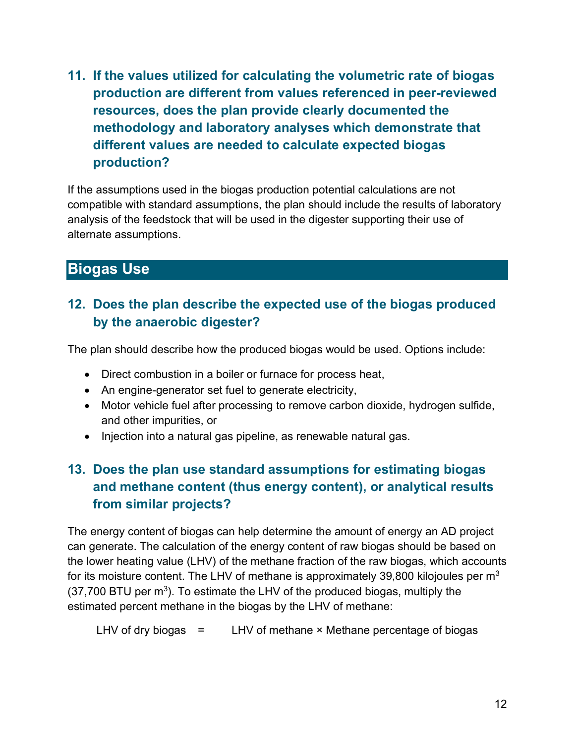### 11. If the values utilized for calculating the volumetric rate of biogas production are different from values referenced in peer-reviewed resources, does the plan provide clearly documented the methodology and laboratory analyses which demonstrate that different values are needed to calculate expected biogas production?

If the assumptions used in the biogas production potential calculations are not compatible with standard assumptions, the plan should include the results of laboratory analysis of the feedstock that will be used in the digester supporting their use of alternate assumptions.

## Biogas Use

### 12. Does the plan describe the expected use of the biogas produced by the anaerobic digester?

The plan should describe how the produced biogas would be used. Options include:

- Direct combustion in a boiler or furnace for process heat,
- An engine-generator set fuel to generate electricity,
- Motor vehicle fuel after processing to remove carbon dioxide, hydrogen sulfide, and other impurities, or
- Injection into a natural gas pipeline, as renewable natural gas.

### 13. Does the plan use standard assumptions for estimating biogas and methane content (thus energy content), or analytical results from similar projects?

The energy content of biogas can help determine the amount of energy an AD project can generate. The calculation of the energy content of raw biogas should be based on the lower heating value (LHV) of the methane fraction of the raw biogas, which accounts for its moisture content. The LHV of methane is approximately 39,800 kilojoules per $m^3$ (37,700 BTU per $m^3$). To estimate the LHV of the produced biogas, multiply the estimated percent methane in the biogas by the LHV of methane:

$$\text{LHV of dry biogas} = \text{LHV of methane} \times \text{Methane percentage of biogas}$$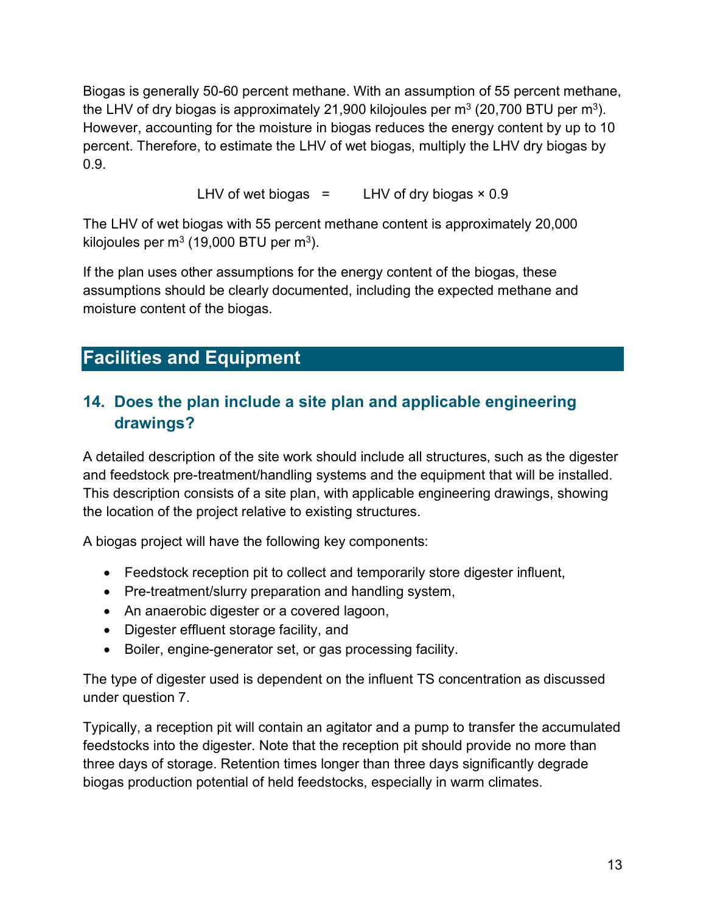Biogas is generally 50-60 percent methane. With an assumption of 55 percent methane, the LHV of dry biogas is approximately 21,900 kilojoules per $m^3$ (20,700 BTU per $m^3$). However, accounting for the moisture in biogas reduces the energy content by up to 10 percent. Therefore, to estimate the LHV of wet biogas, multiply the LHV dry biogas by 0.9.

$$\text{LHV of wet biogas} = \text{LHV of dry biogas} \times 0.9$$

The LHV of wet biogas with 55 percent methane content is approximately 20,000 kilojoules per $m^3$ (19,000 BTU per $m^3$).

If the plan uses other assumptions for the energy content of the biogas, these assumptions should be clearly documented, including the expected methane and moisture content of the biogas.

## Facilities and Equipment

### 14. Does the plan include a site plan and applicable engineering drawings?

A detailed description of the site work should include all structures, such as the digester and feedstock pre-treatment/handling systems and the equipment that will be installed. This description consists of a site plan, with applicable engineering drawings, showing the location of the project relative to existing structures.

A biogas project will have the following key components:

- Feedstock reception pit to collect and temporarily store digester influent,
- Pre-treatment/slurry preparation and handling system,
- An anaerobic digester or a covered lagoon,
- Digester effluent storage facility, and
- Boiler, engine-generator set, or gas processing facility.

The type of digester used is dependent on the influent TS concentration as discussed under question 7.

Typically, a reception pit will contain an agitator and a pump to transfer the accumulated feedstocks into the digester. Note that the reception pit should provide no more than three days of storage. Retention times longer than three days significantly degrade biogas production potential of held feedstocks, especially in warm climates.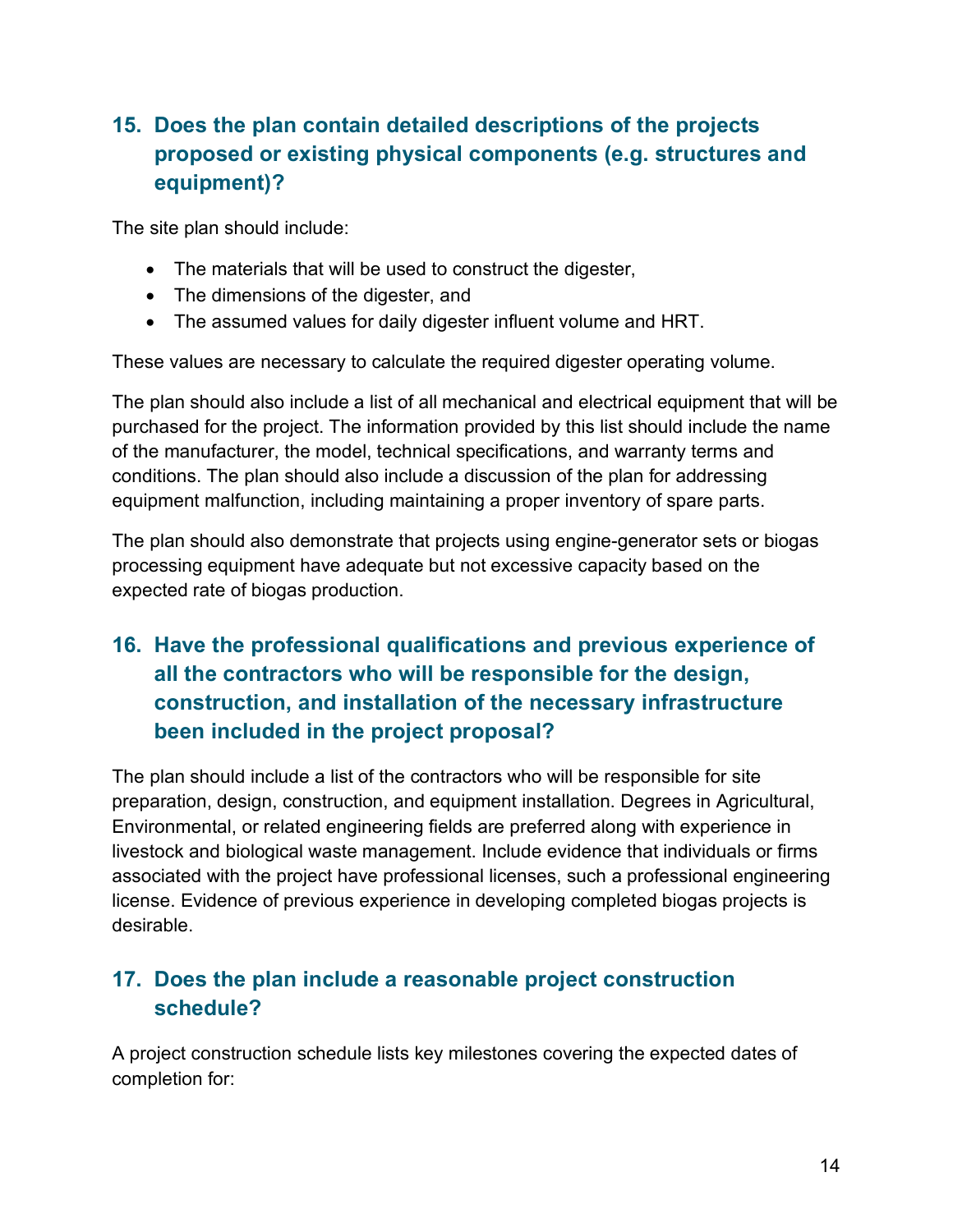## 15. Does the plan contain detailed descriptions of the projects proposed or existing physical components (e.g. structures and equipment)?

The site plan should include:

- The materials that will be used to construct the digester,
- The dimensions of the digester, and
- The assumed values for daily digester influent volume and HRT.

These values are necessary to calculate the required digester operating volume.

The plan should also include a list of all mechanical and electrical equipment that will be purchased for the project. The information provided by this list should include the name of the manufacturer, the model, technical specifications, and warranty terms and conditions. The plan should also include a discussion of the plan for addressing equipment malfunction, including maintaining a proper inventory of spare parts.

The plan should also demonstrate that projects using engine-generator sets or biogas processing equipment have adequate but not excessive capacity based on the expected rate of biogas production.

## 16. Have the professional qualifications and previous experience of all the contractors who will be responsible for the design, construction, and installation of the necessary infrastructure been included in the project proposal?

The plan should include a list of the contractors who will be responsible for site preparation, design, construction, and equipment installation. Degrees in Agricultural, Environmental, or related engineering fields are preferred along with experience in livestock and biological waste management. Include evidence that individuals or firms associated with the project have professional licenses, such a professional engineering license. Evidence of previous experience in developing completed biogas projects is desirable.

## 17. Does the plan include a reasonable project construction schedule?

A project construction schedule lists key milestones covering the expected dates of completion for: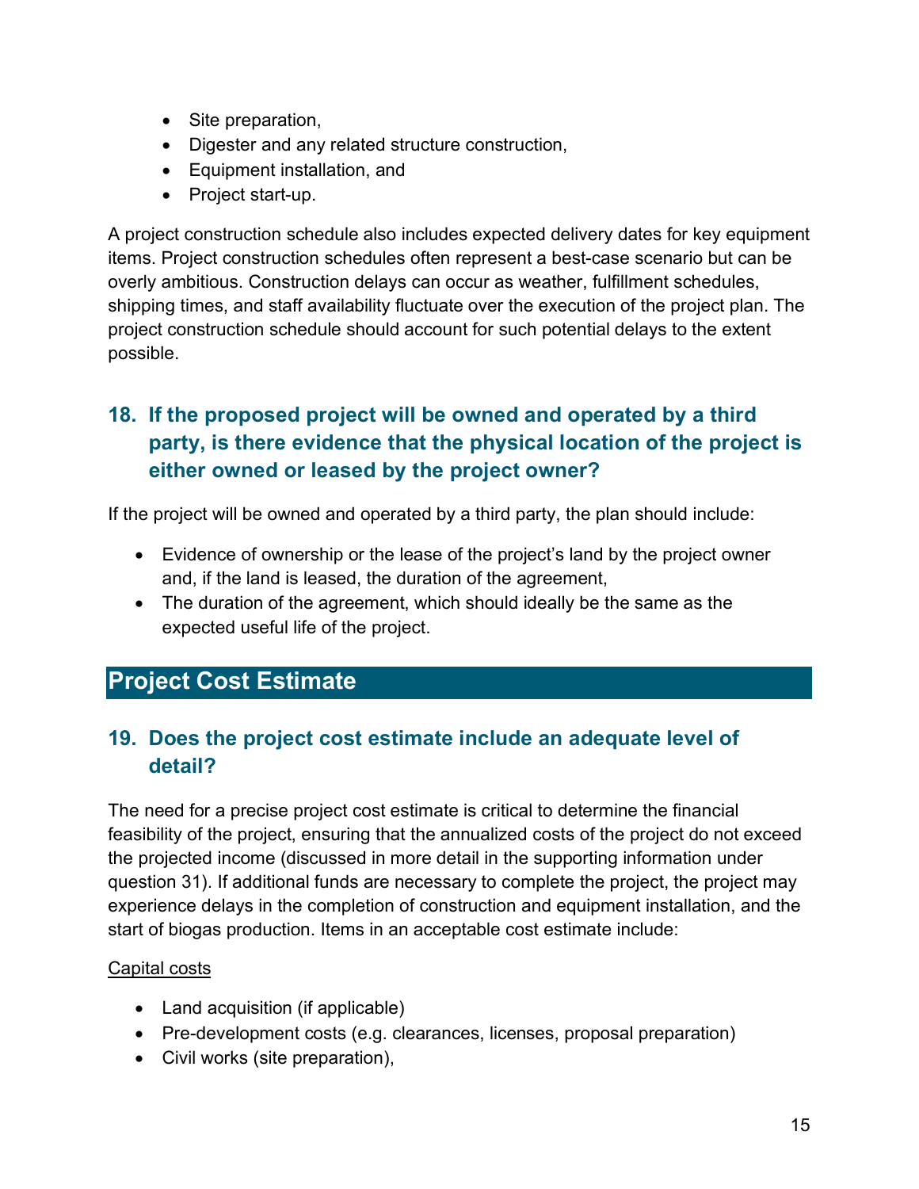- Site preparation,
- Digester and any related structure construction,
- Equipment installation, and
- Project start-up.

A project construction schedule also includes expected delivery dates for key equipment items. Project construction schedules often represent a best-case scenario but can be overly ambitious. Construction delays can occur as weather, fulfillment schedules, shipping times, and staff availability fluctuate over the execution of the project plan. The project construction schedule should account for such potential delays to the extent possible.

### 18. If the proposed project will be owned and operated by a third party, is there evidence that the physical location of the project is either owned or leased by the project owner?

If the project will be owned and operated by a third party, the plan should include:

- Evidence of ownership or the lease of the project's land by the project owner and, if the land is leased, the duration of the agreement,
- The duration of the agreement, which should ideally be the same as the expected useful life of the project.

## Project Cost Estimate

### 19. Does the project cost estimate include an adequate level of detail?

The need for a precise project cost estimate is critical to determine the financial feasibility of the project, ensuring that the annualized costs of the project do not exceed the projected income (discussed in more detail in the supporting information under question 31). If additional funds are necessary to complete the project, the project may experience delays in the completion of construction and equipment installation, and the start of biogas production. Items in an acceptable cost estimate include:

<u>Capital costs</u>

- Land acquisition (if applicable)
- Pre-development costs (e.g. clearances, licenses, proposal preparation)
- Civil works (site preparation),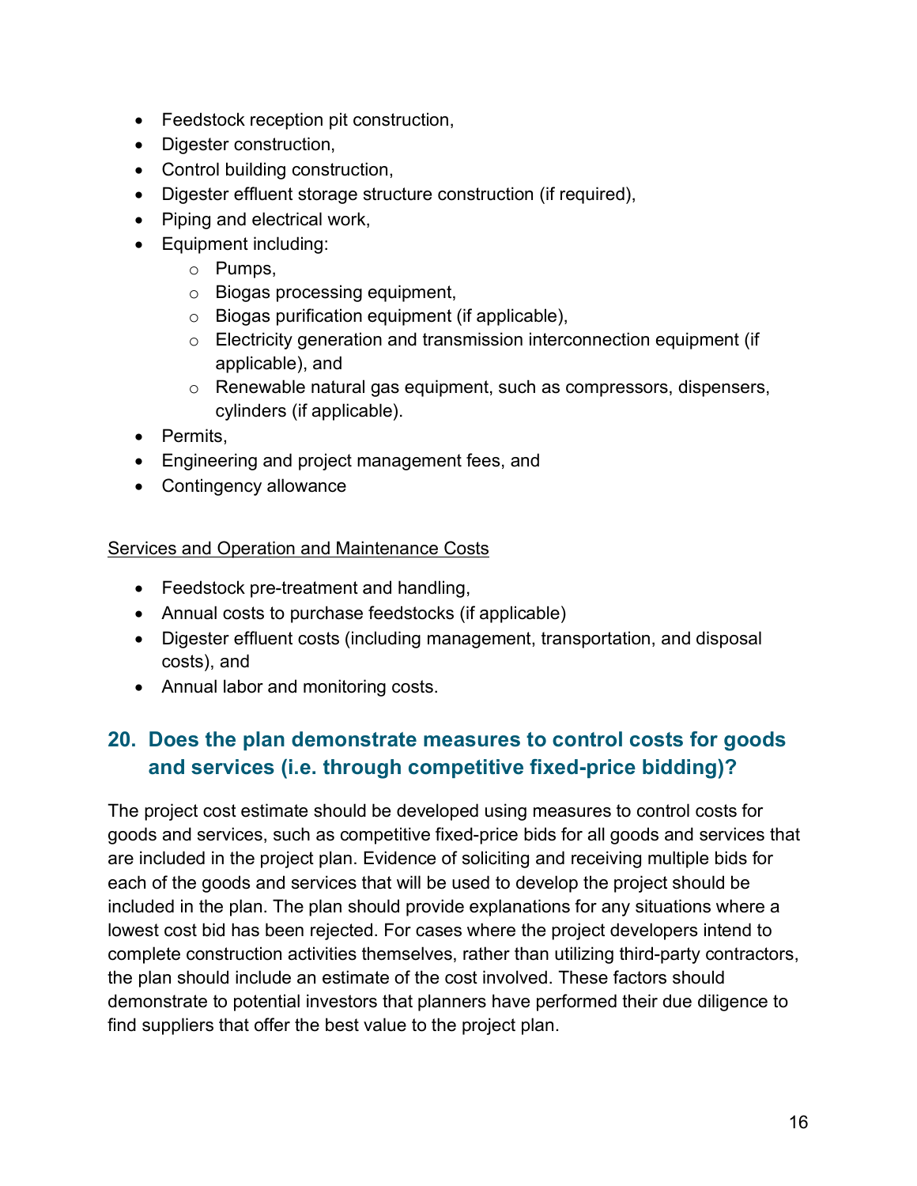- Feedstock reception pit construction,
- Digester construction,
- Control building construction,
- Digester effluent storage structure construction (if required),
- Piping and electrical work,
- Equipment including:
  - Pumps,
  - Biogas processing equipment,
  - Biogas purification equipment (if applicable),
  - Electricity generation and transmission interconnection equipment (if applicable), and
  - Renewable natural gas equipment, such as compressors, dispensers, cylinders (if applicable).
- Permits,
- Engineering and project management fees, and
- Contingency allowance

<u>Services and Operation and Maintenance Costs</u>

- Feedstock pre-treatment and handling,
- Annual costs to purchase feedstocks (if applicable)
- Digester effluent costs (including management, transportation, and disposal costs), and
- Annual labor and monitoring costs.

## 20. Does the plan demonstrate measures to control costs for goods and services (i.e. through competitive fixed-price bidding)?

The project cost estimate should be developed using measures to control costs for goods and services, such as competitive fixed-price bids for all goods and services that are included in the project plan. Evidence of soliciting and receiving multiple bids for each of the goods and services that will be used to develop the project should be included in the plan. The plan should provide explanations for any situations where a lowest cost bid has been rejected. For cases where the project developers intend to complete construction activities themselves, rather than utilizing third-party contractors, the plan should include an estimate of the cost involved. These factors should demonstrate to potential investors that planners have performed their due diligence to find suppliers that offer the best value to the project plan.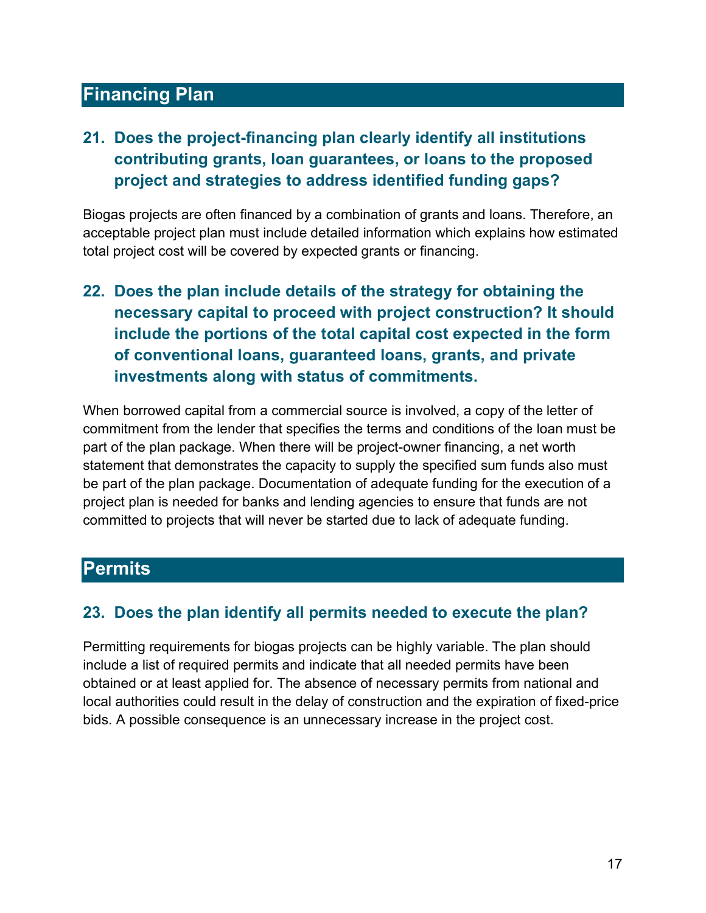## Financing Plan

### 21. Does the project-financing plan clearly identify all institutions contributing grants, loan guarantees, or loans to the proposed project and strategies to address identified funding gaps?

Biogas projects are often financed by a combination of grants and loans. Therefore, an acceptable project plan must include detailed information which explains how estimated total project cost will be covered by expected grants or financing.

### 22. Does the plan include details of the strategy for obtaining the necessary capital to proceed with project construction? It should include the portions of the total capital cost expected in the form of conventional loans, guaranteed loans, grants, and private investments along with status of commitments.

When borrowed capital from a commercial source is involved, a copy of the letter of commitment from the lender that specifies the terms and conditions of the loan must be part of the plan package. When there will be project-owner financing, a net worth statement that demonstrates the capacity to supply the specified sum funds also must be part of the plan package. Documentation of adequate funding for the execution of a project plan is needed for banks and lending agencies to ensure that funds are not committed to projects that will never be started due to lack of adequate funding.

## Permits

### 23. Does the plan identify all permits needed to execute the plan?

Permitting requirements for biogas projects can be highly variable. The plan should include a list of required permits and indicate that all needed permits have been obtained or at least applied for. The absence of necessary permits from national and local authorities could result in the delay of construction and the expiration of fixed-price bids. A possible consequence is an unnecessary increase in the project cost.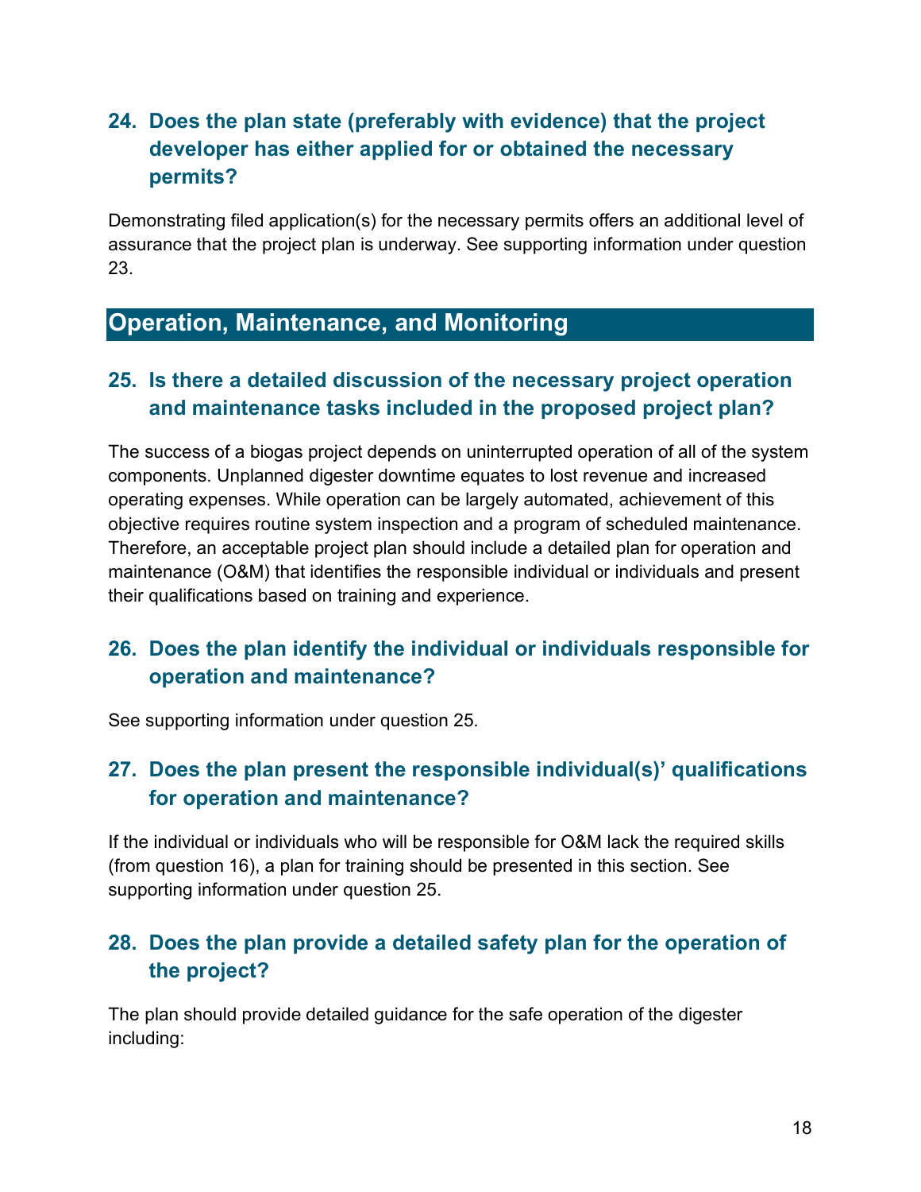### 24. Does the plan state (preferably with evidence) that the project developer has either applied for or obtained the necessary permits?

Demonstrating filed application(s) for the necessary permits offers an additional level of assurance that the project plan is underway. See supporting information under question 23.

## Operation, Maintenance, and Monitoring

### 25. Is there a detailed discussion of the necessary project operation and maintenance tasks included in the proposed project plan?

The success of a biogas project depends on uninterrupted operation of all of the system components. Unplanned digester downtime equates to lost revenue and increased operating expenses. While operation can be largely automated, achievement of this objective requires routine system inspection and a program of scheduled maintenance. Therefore, an acceptable project plan should include a detailed plan for operation and maintenance (O&M) that identifies the responsible individual or individuals and present their qualifications based on training and experience.

### 26. Does the plan identify the individual or individuals responsible for operation and maintenance?

See supporting information under question 25.

### 27. Does the plan present the responsible individual(s)' qualifications for operation and maintenance?

If the individual or individuals who will be responsible for O&M lack the required skills (from question 16), a plan for training should be presented in this section. See supporting information under question 25.

### 28. Does the plan provide a detailed safety plan for the operation of the project?

The plan should provide detailed guidance for the safe operation of the digester including: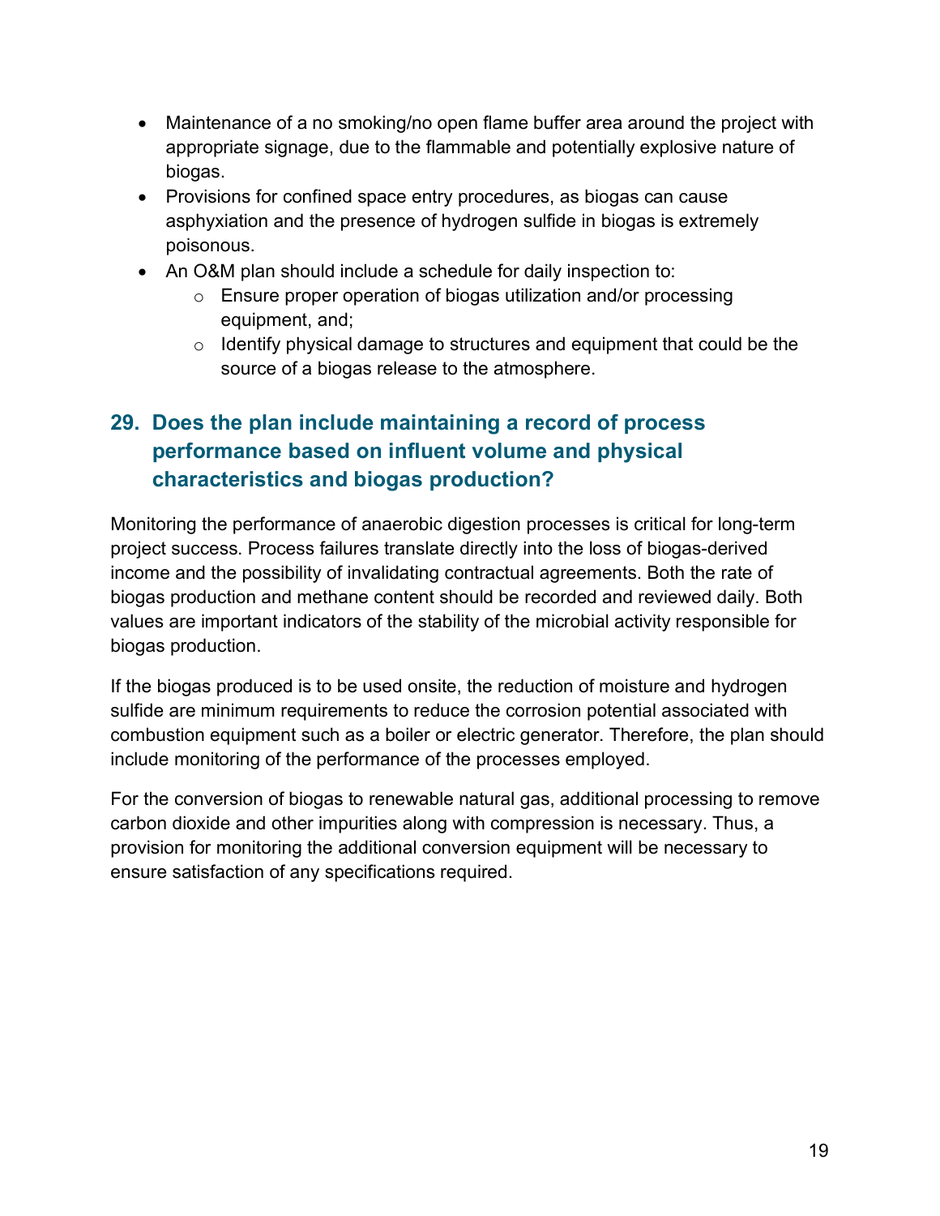- Maintenance of a no smoking/no open flame buffer area around the project with appropriate signage, due to the flammable and potentially explosive nature of biogas.
- Provisions for confined space entry procedures, as biogas can cause asphyxiation and the presence of hydrogen sulfide in biogas is extremely poisonous.
- An O&M plan should include a schedule for daily inspection to:
    - Ensure proper operation of biogas utilization and/or processing equipment, and;
    - Identify physical damage to structures and equipment that could be the source of a biogas release to the atmosphere.

## 29. Does the plan include maintaining a record of process performance based on influent volume and physical characteristics and biogas production?

Monitoring the performance of anaerobic digestion processes is critical for long-term project success. Process failures translate directly into the loss of biogas-derived income and the possibility of invalidating contractual agreements. Both the rate of biogas production and methane content should be recorded and reviewed daily. Both values are important indicators of the stability of the microbial activity responsible for biogas production.

If the biogas produced is to be used onsite, the reduction of moisture and hydrogen sulfide are minimum requirements to reduce the corrosion potential associated with combustion equipment such as a boiler or electric generator. Therefore, the plan should include monitoring of the performance of the processes employed.

For the conversion of biogas to renewable natural gas, additional processing to remove carbon dioxide and other impurities along with compression is necessary. Thus, a provision for monitoring the additional conversion equipment will be necessary to ensure satisfaction of any specifications required.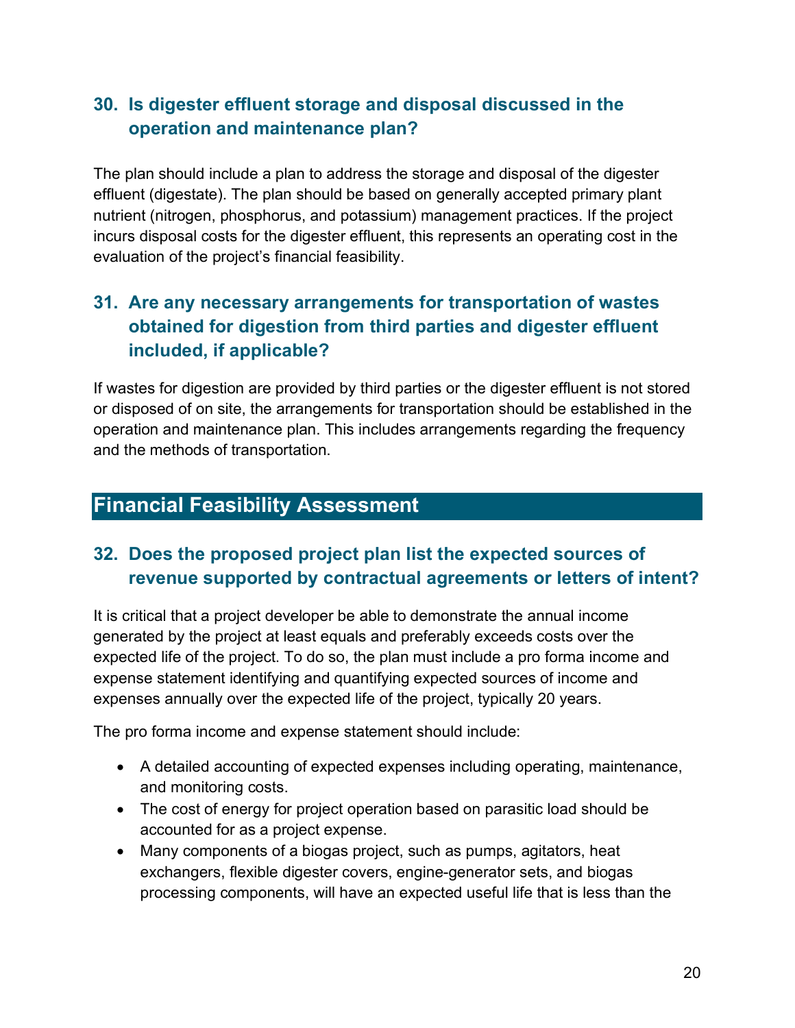### 30. Is digester effluent storage and disposal discussed in the operation and maintenance plan?

The plan should include a plan to address the storage and disposal of the digester effluent (digestate). The plan should be based on generally accepted primary plant nutrient (nitrogen, phosphorus, and potassium) management practices. If the project incurs disposal costs for the digester effluent, this represents an operating cost in the evaluation of the project's financial feasibility.

### 31. Are any necessary arrangements for transportation of wastes obtained for digestion from third parties and digester effluent included, if applicable?

If wastes for digestion are provided by third parties or the digester effluent is not stored or disposed of on site, the arrangements for transportation should be established in the operation and maintenance plan. This includes arrangements regarding the frequency and the methods of transportation.

## Financial Feasibility Assessment

### 32. Does the proposed project plan list the expected sources of revenue supported by contractual agreements or letters of intent?

It is critical that a project developer be able to demonstrate the annual income generated by the project at least equals and preferably exceeds costs over the expected life of the project. To do so, the plan must include a pro forma income and expense statement identifying and quantifying expected sources of income and expenses annually over the expected life of the project, typically 20 years.

The pro forma income and expense statement should include:

- A detailed accounting of expected expenses including operating, maintenance, and monitoring costs.
- The cost of energy for project operation based on parasitic load should be accounted for as a project expense.
- Many components of a biogas project, such as pumps, agitators, heat exchangers, flexible digester covers, engine-generator sets, and biogas processing components, will have an expected useful life that is less than the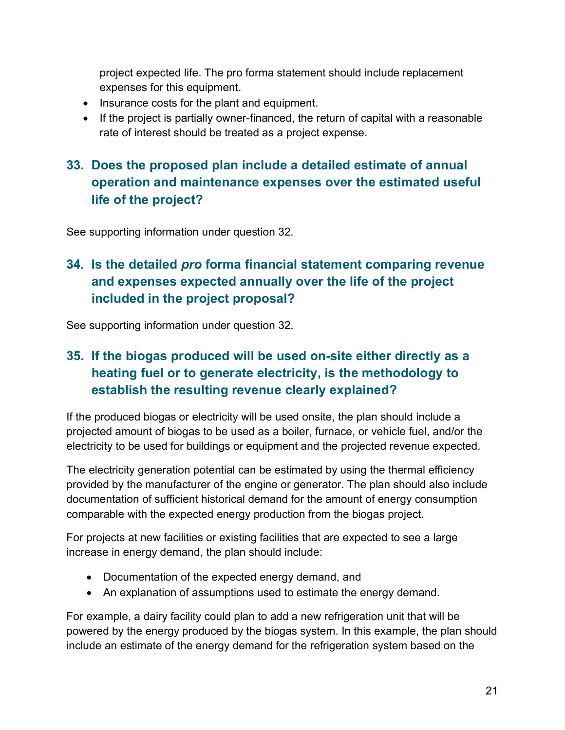project expected life. The pro forma statement should include replacement expenses for this equipment.

- Insurance costs for the plant and equipment.
- If the project is partially owner-financed, the return of capital with a reasonable rate of interest should be treated as a project expense.

### 33. Does the proposed plan include a detailed estimate of annual operation and maintenance expenses over the estimated useful life of the project?

See supporting information under question 32.

### 34. Is the detailed *pro* forma financial statement comparing revenue and expenses expected annually over the life of the project included in the project proposal?

See supporting information under question 32.

### 35. If the biogas produced will be used on-site either directly as a heating fuel or to generate electricity, is the methodology to establish the resulting revenue clearly explained?

If the produced biogas or electricity will be used onsite, the plan should include a projected amount of biogas to be used as a boiler, furnace, or vehicle fuel, and/or the electricity to be used for buildings or equipment and the projected revenue expected.

The electricity generation potential can be estimated by using the thermal efficiency provided by the manufacturer of the engine or generator. The plan should also include documentation of sufficient historical demand for the amount of energy consumption comparable with the expected energy production from the biogas project.

For projects at new facilities or existing facilities that are expected to see a large increase in energy demand, the plan should include:

- Documentation of the expected energy demand, and
- An explanation of assumptions used to estimate the energy demand.

For example, a dairy facility could plan to add a new refrigeration unit that will be powered by the energy produced by the biogas system. In this example, the plan should include an estimate of the energy demand for the refrigeration system based on the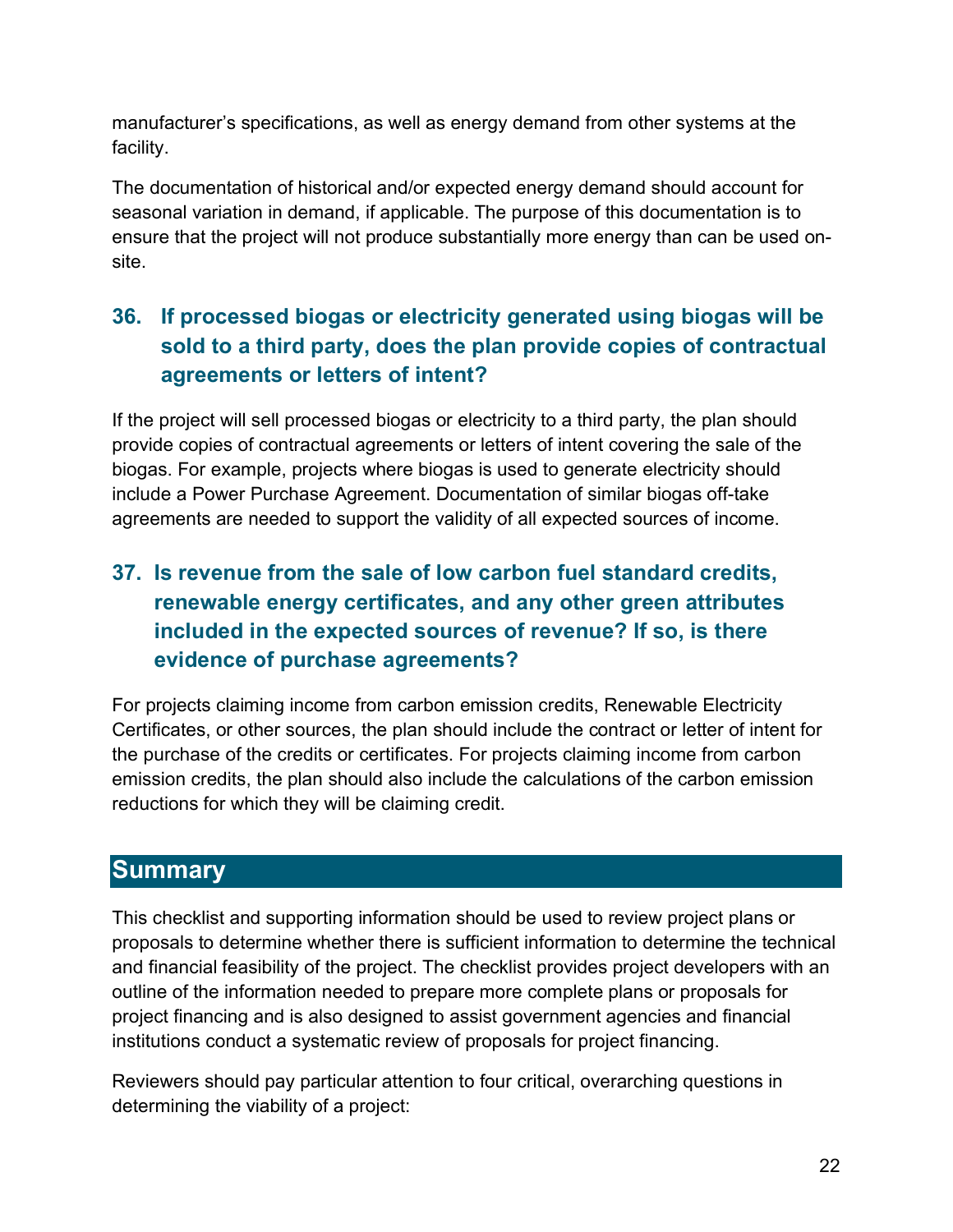manufacturer's specifications, as well as energy demand from other systems at the facility.

The documentation of historical and/or expected energy demand should account for seasonal variation in demand, if applicable. The purpose of this documentation is to ensure that the project will not produce substantially more energy than can be used on-site.

### 36. If processed biogas or electricity generated using biogas will be sold to a third party, does the plan provide copies of contractual agreements or letters of intent?

If the project will sell processed biogas or electricity to a third party, the plan should provide copies of contractual agreements or letters of intent covering the sale of the biogas. For example, projects where biogas is used to generate electricity should include a Power Purchase Agreement. Documentation of similar biogas off-take agreements are needed to support the validity of all expected sources of income.

### 37. Is revenue from the sale of low carbon fuel standard credits, renewable energy certificates, and any other green attributes included in the expected sources of revenue? If so, is there evidence of purchase agreements?

For projects claiming income from carbon emission credits, Renewable Electricity Certificates, or other sources, the plan should include the contract or letter of intent for the purchase of the credits or certificates. For projects claiming income from carbon emission credits, the plan should also include the calculations of the carbon emission reductions for which they will be claiming credit.

## Summary

This checklist and supporting information should be used to review project plans or proposals to determine whether there is sufficient information to determine the technical and financial feasibility of the project. The checklist provides project developers with an outline of the information needed to prepare more complete plans or proposals for project financing and is also designed to assist government agencies and financial institutions conduct a systematic review of proposals for project financing.

Reviewers should pay particular attention to four critical, overarching questions in determining the viability of a project: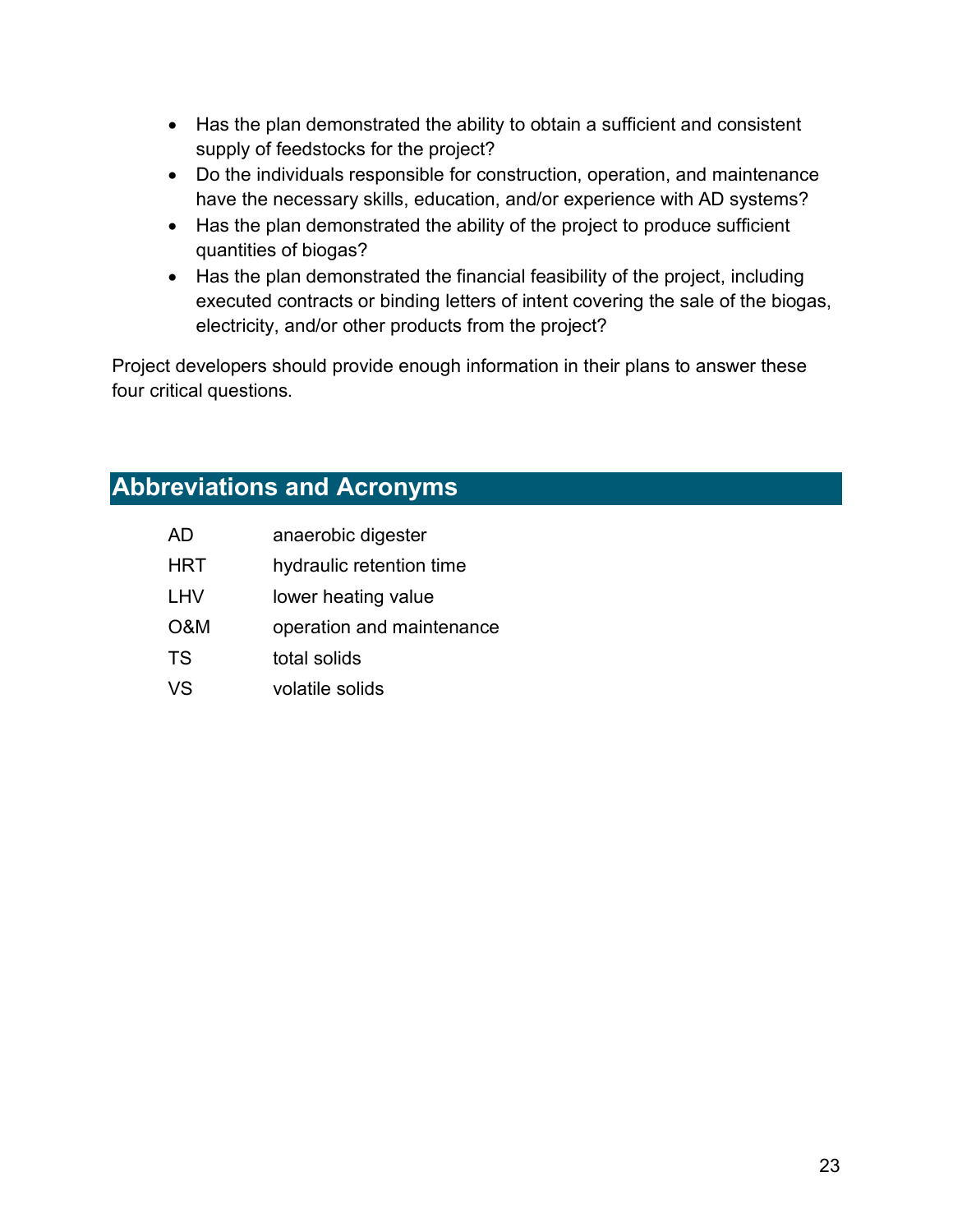- Has the plan demonstrated the ability to obtain a sufficient and consistent supply of feedstocks for the project?
- Do the individuals responsible for construction, operation, and maintenance have the necessary skills, education, and/or experience with AD systems?
- Has the plan demonstrated the ability of the project to produce sufficient quantities of biogas?
- Has the plan demonstrated the financial feasibility of the project, including executed contracts or binding letters of intent covering the sale of the biogas, electricity, and/or other products from the project?

Project developers should provide enough information in their plans to answer these four critical questions.

## Abbreviations and Acronyms

| | |
|---|---|
| AD | anaerobic digester |
| HRT | hydraulic retention time |
| LHV | lower heating value |
| O&M | operation and maintenance |
| TS | total solids |
| VS | volatile solids |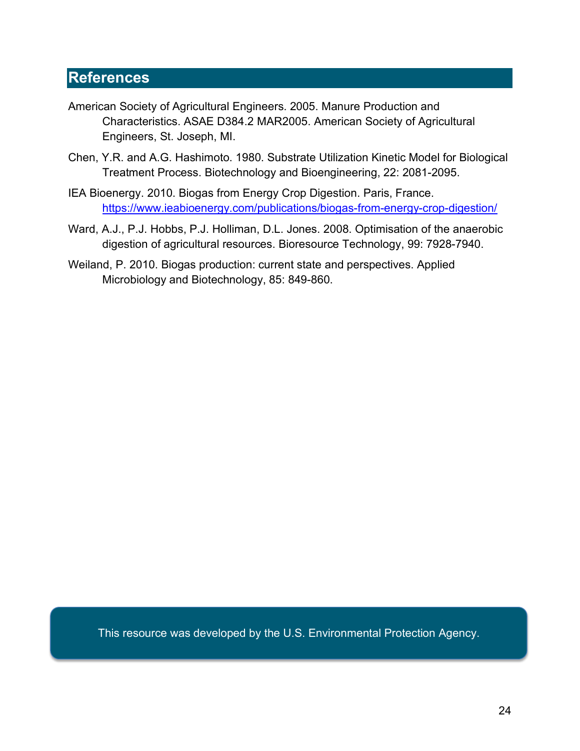## References

American Society of Agricultural Engineers. 2005. Manure Production and Characteristics. ASAE D384.2 MAR2005. American Society of Agricultural Engineers, St. Joseph, MI.

Chen, Y.R. and A.G. Hashimoto. 1980. Substrate Utilization Kinetic Model for Biological Treatment Process. Biotechnology and Bioengineering, 22: 2081-2095.

IEA Bioenergy. 2010. Biogas from Energy Crop Digestion. Paris, France. https://www.ieabioenergy.com/publications/biogas-from-energy-crop-digestion/

Ward, A.J., P.J. Hobbs, P.J. Holliman, D.L. Jones. 2008. Optimisation of the anaerobic digestion of agricultural resources. Bioresource Technology, 99: 7928-7940.

Weiland, P. 2010. Biogas production: current state and perspectives. Applied Microbiology and Biotechnology, 85: 849-860.

This resource was developed by the U.S. Environmental Protection Agency.